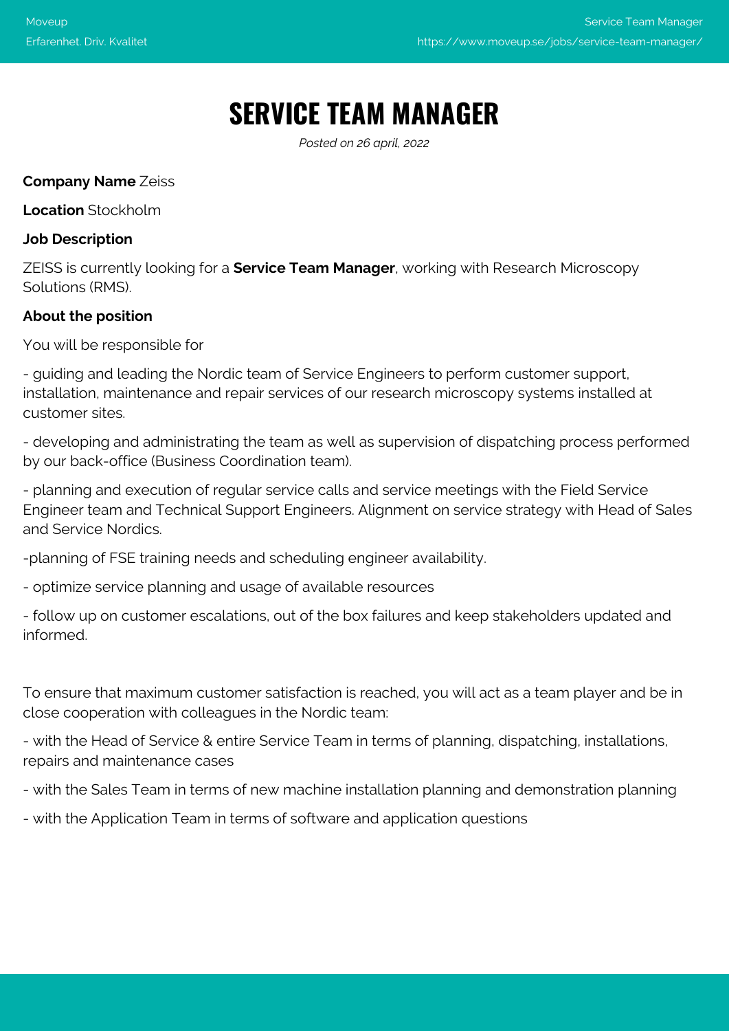# SERVICE TEAM MANAGER

*Posted on 26 april, 2022*

**Company Name** Zeiss

**Location** Stockholm

**Job Description**

ZEISS is currently looking for a **Service Team Manager**, working with Research Microscopy Solutions (RMS).

**About the position**

You will be responsible for

- guiding and leading the Nordic team of Service Engineers to perform customer support, installation, maintenance and repair services of our research microscopy systems installed at customer sites.

- developing and administrating the team as well as supervision of dispatching process performed by our back-office (Business Coordination team).

- planning and execution of regular service calls and service meetings with the Field Service Engineer team and Technical Support Engineers. Alignment on service strategy with Head of Sales and Service Nordics.

-planning of FSE training needs and scheduling engineer availability.

- optimize service planning and usage of available resources

- follow up on customer escalations, out of the box failures and keep stakeholders updated and informed.

To ensure that maximum customer satisfaction is reached, you will act as a team player and be in close cooperation with colleagues in the Nordic team:

- with the Head of Service & entire Service Team in terms of planning, dispatching, installations, repairs and maintenance cases

- with the Sales Team in terms of new machine installation planning and demonstration planning

- with the Application Team in terms of software and application questions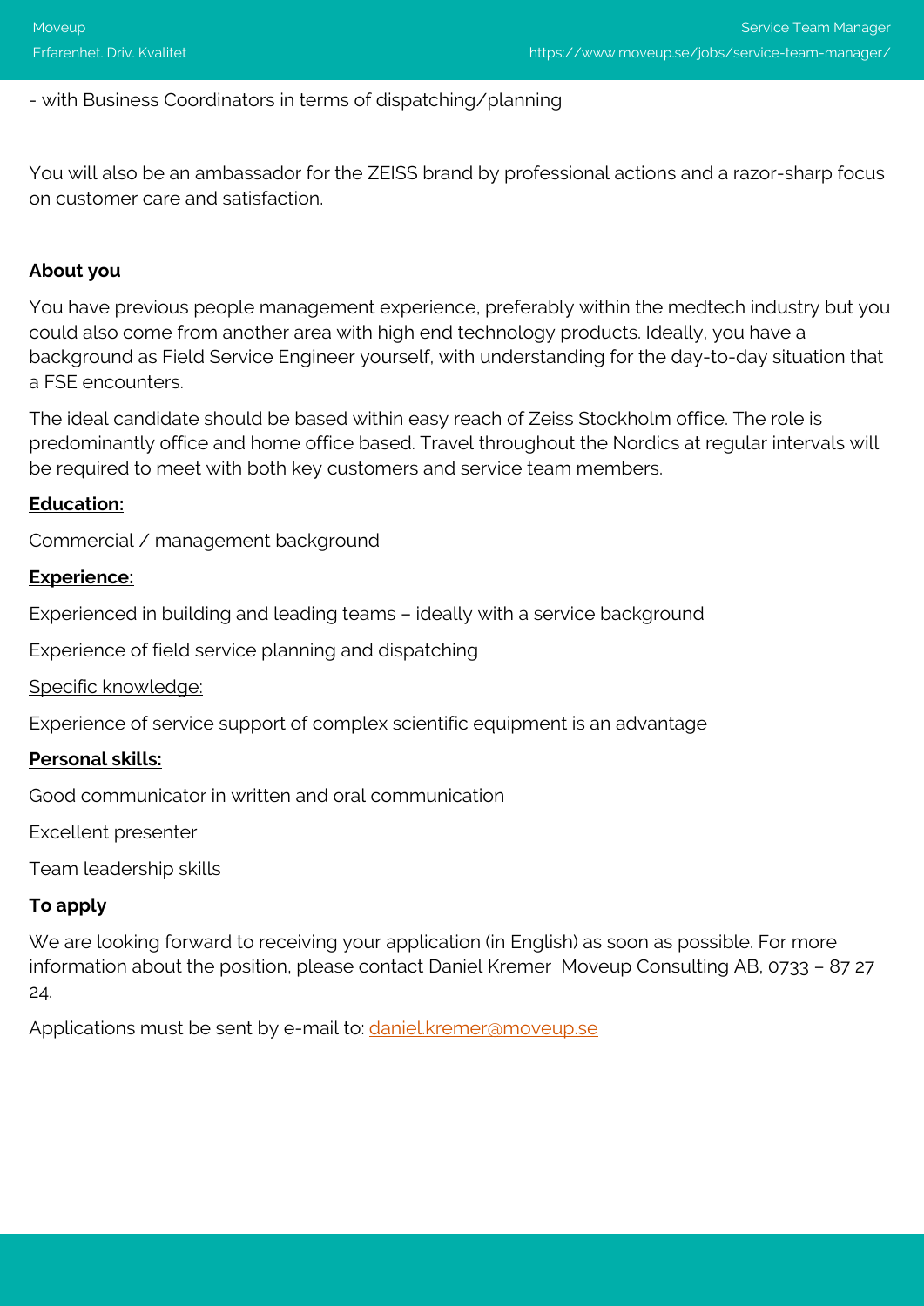- with Business Coordinators in terms of dispatching/planning

You will also be an ambassador for the ZEISS brand by professional actions and a razor-sharp focus on customer care and satisfaction.

**About you**

You have previous people management experience, preferably within the medtech industry but you could also come from another area with high end technology products. Ideally, you have a background as Field Service Engineer yourself, with understanding for the day-to-day situation that a FSE encounters.

The ideal candidate should be based within easy reach of Zeiss Stockholm office. The role is predominantly office and home office based. Travel throughout the Nordics at regular intervals will be required to meet with both key customers and service team members.

**Education:**

Commercial / management background

**Experience:**

Experienced in building and leading teams – ideally with a service background

Experience of field service planning and dispatching

Specific knowledge:

Experience of service support of complex scientific equipment is an advantage

**Personal skills:**

Good communicator in written and oral communication

Excellent presenter

Team leadership skills

**To apply**

We are looking forward to receiving your application (in English) as soon as possible. For more information about the position, please contact Daniel Kremer  Moveup Consulting AB, 0733 – 87 27 24.

Applications must be sent by e-mail to: [daniel.kremer@moveup.se](mailto:daniel.kremer@moveup.se)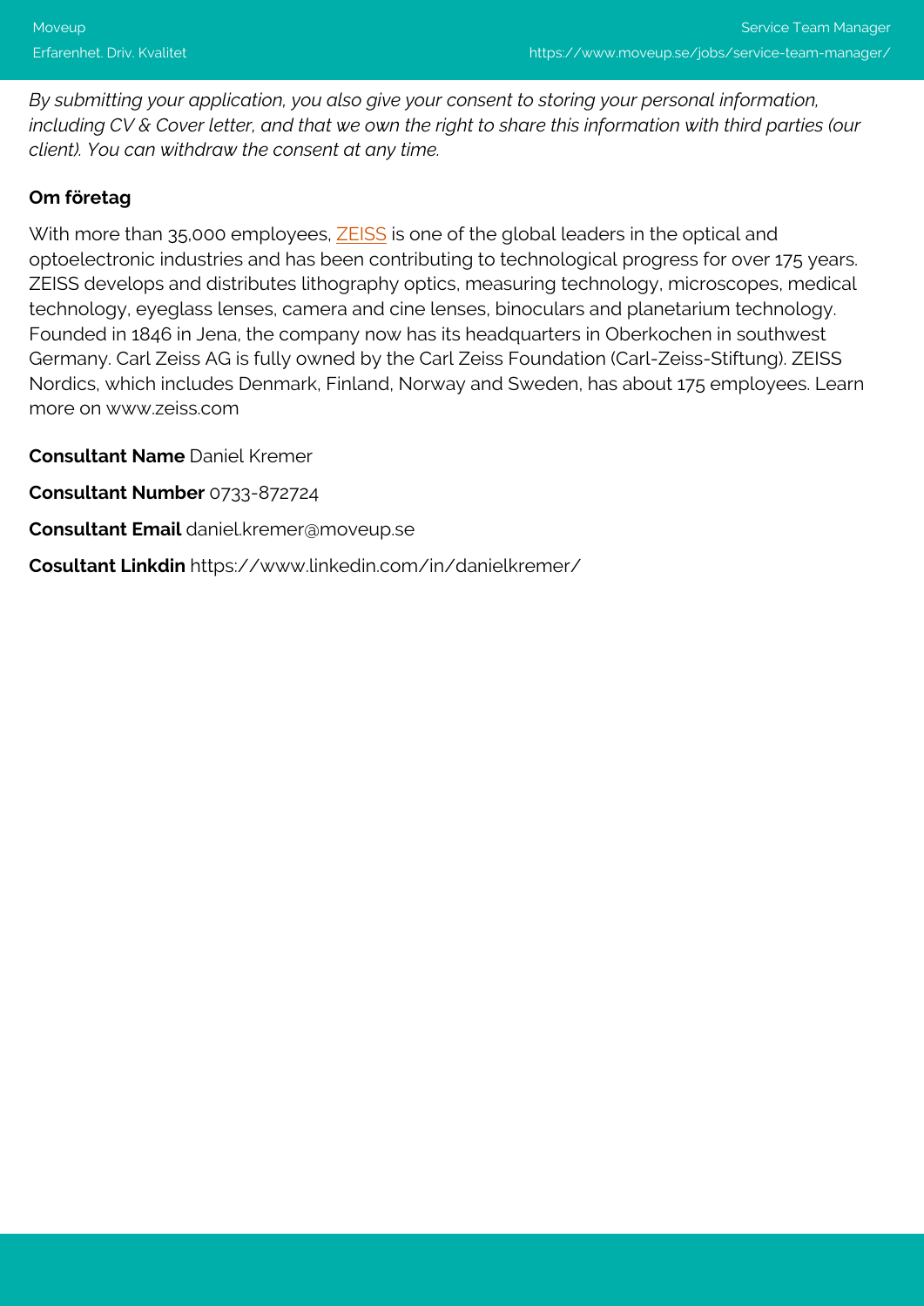*By submitting your application, you also give your consent to storing your personal information, including CV & Cover letter, and that we own the right to share this information with third parties (our client). You can withdraw the consent at any time.*

**Om företag**

With more than 35,000 employees, ZEISS is one of the global leaders in the optical and optoelectronic industries and has been contributing to technological progress for over 175 years. ZEISS develops and distributes lithography optics, measuring technology, microscopes, medical technology, eyeglass lenses, camera and cine lenses, binoculars and planetarium technology. Founded in 1846 in Jena, the company now has its headquarters in Oberkochen in southwest Germany. Carl Zeiss AG is fully owned by the Carl Zeiss Foundation (Carl-Zeiss-Stiftung). ZEISS Nordics, which includes Denmark, Finland, Norway and Sweden, has about 175 employees. Learn more on www.zeiss.com

**Consultant Name** Daniel Kremer

**Consultant Number** 0733-872724

**Consultant Email** daniel.kremer@moveup.se

**Cosultant Linkdin** https://www.linkedin.com/in/danielkremer/